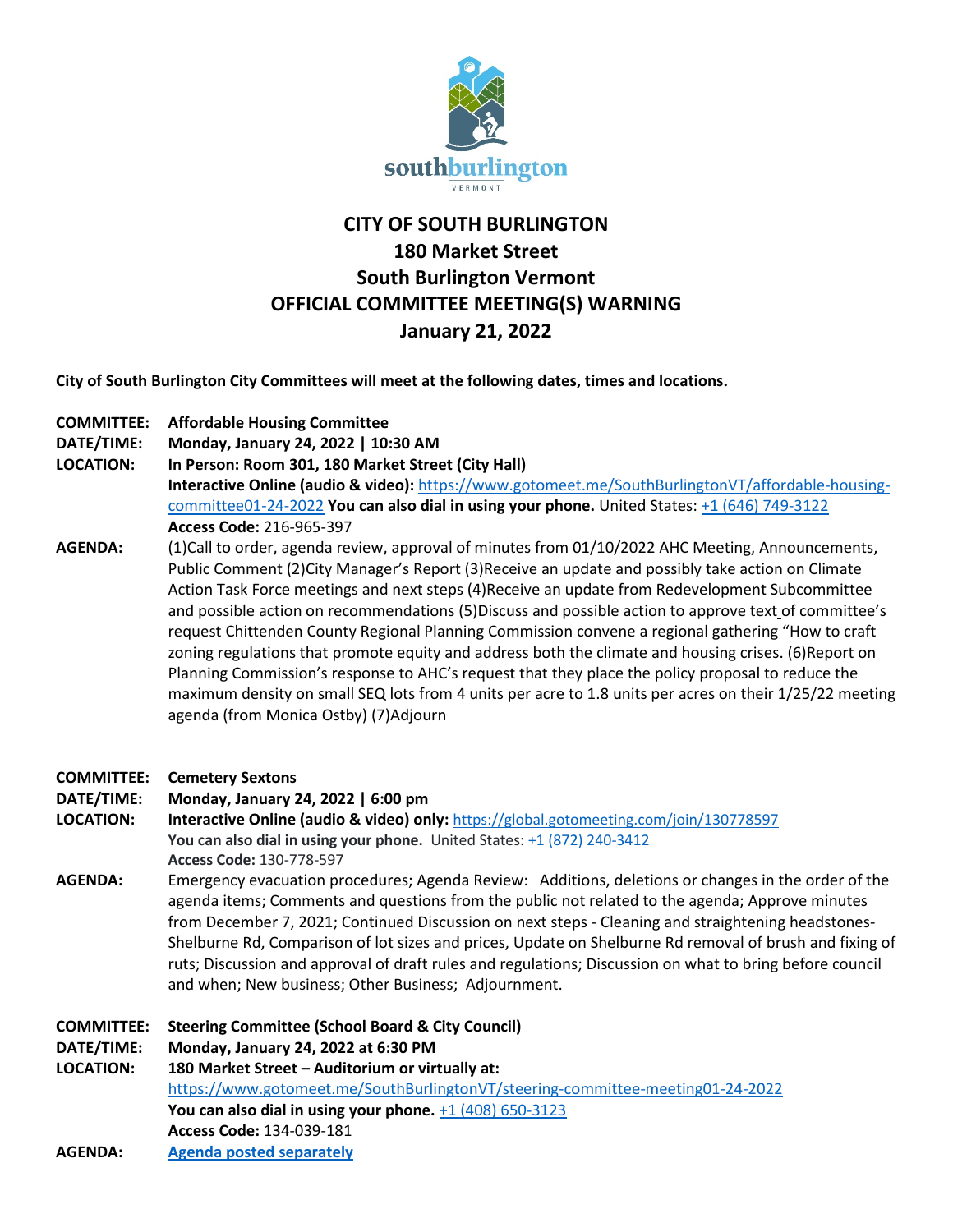# CITY OF SOUTH BURLINGTON
# 180 Market Street
# South Burlington Vermont
# OFFICIAL COMMITTEE MEETING(S) WARNING
# January 21, 2022

**City of South Burlington City Committees will meet at the following dates, times and locations.**

**COMMITTEE:** **Affordable Housing Committee**
**DATE/TIME:** **Monday, January 24, 2022 | 10:30 AM**
**LOCATION:** **In Person: Room 301, 180 Market Street (City Hall)**
**Interactive Online (audio & video):** https://www.gotomeet.me/SouthBurlingtonVT/affordable-housing-committee01-24-2022 **You can also dial in using your phone.** United States: +1 (646) 749-3122
**Access Code:** 216-965-397
**AGENDA:** (1)Call to order, agenda review, approval of minutes from 01/10/2022 AHC Meeting, Announcements, Public Comment (2)City Manager's Report (3)Receive an update and possibly take action on Climate Action Task Force meetings and next steps (4)Receive an update from Redevelopment Subcommittee and possible action on recommendations (5)Discuss and possible action to approve text of committee's request Chittenden County Regional Planning Commission convene a regional gathering "How to craft zoning regulations that promote equity and address both the climate and housing crises. (6)Report on Planning Commission's response to AHC's request that they place the policy proposal to reduce the maximum density on small SEQ lots from 4 units per acre to 1.8 units per acres on their 1/25/22 meeting agenda (from Monica Ostby) (7)Adjourn

**COMMITTEE:** **Cemetery Sextons**
**DATE/TIME:** **Monday, January 24, 2022 | 6:00 pm**
**LOCATION:** **Interactive Online (audio & video) only:** https://global.gotomeeting.com/join/130778597
**You can also dial in using your phone.** United States: +1 (872) 240-3412
**Access Code:** 130-778-597
**AGENDA:** Emergency evacuation procedures; Agenda Review: Additions, deletions or changes in the order of the agenda items; Comments and questions from the public not related to the agenda; Approve minutes from December 7, 2021; Continued Discussion on next steps - Cleaning and straightening headstones-Shelburne Rd, Comparison of lot sizes and prices, Update on Shelburne Rd removal of brush and fixing of ruts; Discussion and approval of draft rules and regulations; Discussion on what to bring before council and when; New business; Other Business; Adjournment.

**COMMITTEE:** **Steering Committee (School Board & City Council)**
**DATE/TIME:** **Monday, January 24, 2022 at 6:30 PM**
**LOCATION:** **180 Market Street – Auditorium or virtually at:**
https://www.gotomeet.me/SouthBurlingtonVT/steering-committee-meeting01-24-2022
**You can also dial in using your phone.** +1 (408) 650-3123
**Access Code:** 134-039-181
**AGENDA:** **Agenda posted separately**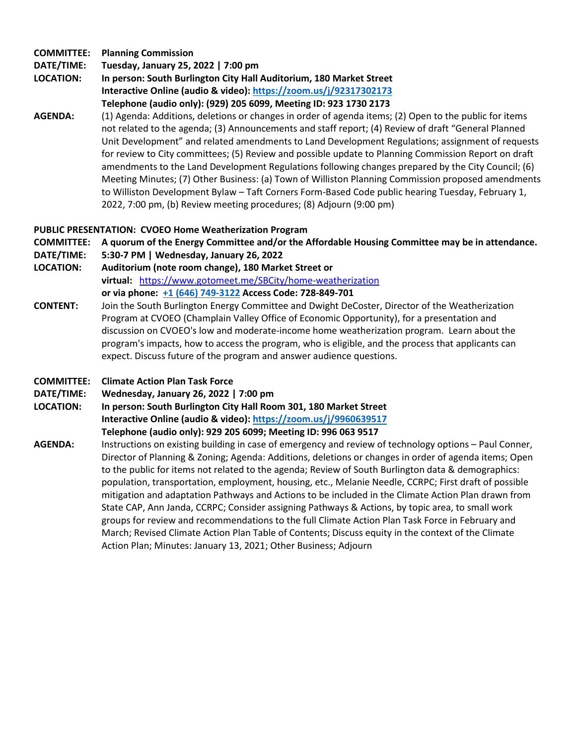**COMMITTEE:** **Planning Commission**
**DATE/TIME:** **Tuesday, January 25, 2022 | 7:00 pm**
**LOCATION:** **In person: South Burlington City Hall Auditorium, 180 Market Street**
**Interactive Online (audio & video): https://zoom.us/j/92317302173**
**Telephone (audio only): (929) 205 6099, Meeting ID: 923 1730 2173**
**AGENDA:** (1) Agenda: Additions, deletions or changes in order of agenda items; (2) Open to the public for items not related to the agenda; (3) Announcements and staff report; (4) Review of draft "General Planned Unit Development" and related amendments to Land Development Regulations; assignment of requests for review to City committees; (5) Review and possible update to Planning Commission Report on draft amendments to the Land Development Regulations following changes prepared by the City Council; (6) Meeting Minutes; (7) Other Business: (a) Town of Williston Planning Commission proposed amendments to Williston Development Bylaw – Taft Corners Form-Based Code public hearing Tuesday, February 1, 2022, 7:00 pm, (b) Review meeting procedures; (8) Adjourn (9:00 pm)

**PUBLIC PRESENTATION: CVOEO Home Weatherization Program**
**COMMITTEE:** **A quorum of the Energy Committee and/or the Affordable Housing Committee may be in attendance.**
**DATE/TIME:** **5:30-7 PM | Wednesday, January 26, 2022**
**LOCATION:** **Auditorium (note room change), 180 Market Street or**
**virtual:** https://www.gotomeet.me/SBCity/home-weatherization
**or via phone: +1 (646) 749-3122 Access Code: 728-849-701**
**CONTENT:** Join the South Burlington Energy Committee and Dwight DeCoster, Director of the Weatherization Program at CVOEO (Champlain Valley Office of Economic Opportunity), for a presentation and discussion on CVOEO's low and moderate-income home weatherization program. Learn about the program's impacts, how to access the program, who is eligible, and the process that applicants can expect. Discuss future of the program and answer audience questions.

**COMMITTEE:** **Climate Action Plan Task Force**
**DATE/TIME:** **Wednesday, January 26, 2022 | 7:00 pm**
**LOCATION:** **In person: South Burlington City Hall Room 301, 180 Market Street**
**Interactive Online (audio & video): https://zoom.us/j/9960639517**
**Telephone (audio only): 929 205 6099; Meeting ID: 996 063 9517**
**AGENDA:** Instructions on existing building in case of emergency and review of technology options – Paul Conner, Director of Planning & Zoning; Agenda: Additions, deletions or changes in order of agenda items; Open to the public for items not related to the agenda; Review of South Burlington data & demographics: population, transportation, employment, housing, etc., Melanie Needle, CCRPC; First draft of possible mitigation and adaptation Pathways and Actions to be included in the Climate Action Plan drawn from State CAP, Ann Janda, CCRPC; Consider assigning Pathways & Actions, by topic area, to small work groups for review and recommendations to the full Climate Action Plan Task Force in February and March; Revised Climate Action Plan Table of Contents; Discuss equity in the context of the Climate Action Plan; Minutes: January 13, 2021; Other Business; Adjourn